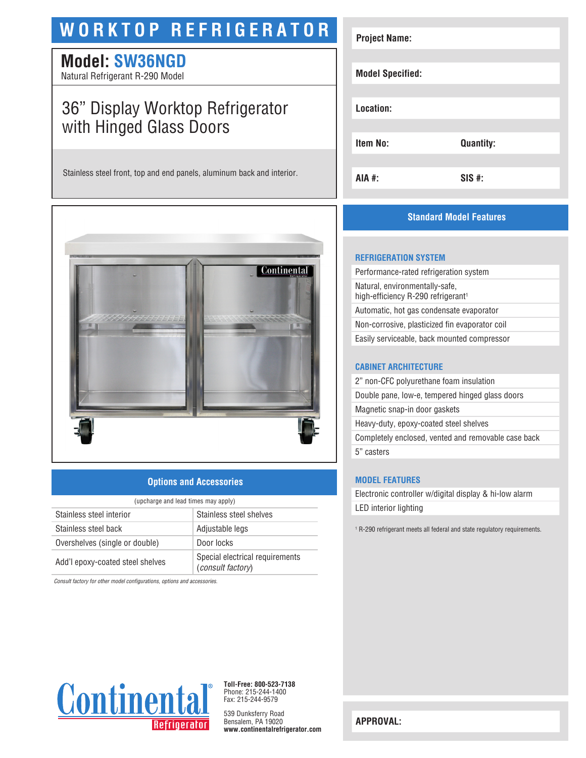# WORKTOP REFRIGERATOR

## Model: SW36NGD

Natural Refrigerant R-290 Model

### 36” Display Worktop Refrigerator with Hinged Glass Doors

Stainless steel front, top and end panels, aluminum back and interior.

| | |
|---|---|
| **Project Name:** | |
| **Model Specified:** | |
| **Location:** | |
| **Item No:** | **Quantity:** |
| **AIA #:** | **SIS #:** |

## Standard Model Features

### REFRIGERATION SYSTEM

- Performance-rated refrigeration system
- Natural, environmentally-safe, high-efficiency R-290 refrigerant[1]
- Automatic, hot gas condensate evaporator
- Non-corrosive, plasticized fin evaporator coil
- Easily serviceable, back mounted compressor

### CABINET ARCHITECTURE

- 2” non-CFC polyurethane foam insulation
- Double pane, low-e, tempered hinged glass doors
- Magnetic snap-in door gaskets
- Heavy-duty, epoxy-coated steel shelves
- Completely enclosed, vented and removable case back
- 5” casters

### MODEL FEATURES

- Electronic controller w/digital display & hi-low alarm
- LED interior lighting

[1] R-290 refrigerant meets all federal and state regulatory requirements.

## Options and Accessories

(upcharge and lead times may apply)

| | |
|---|---|
| Stainless steel interior | Stainless steel shelves |
| Stainless steel back | Adjustable legs |
| Overshelves (single or double) | Door locks |
| Add’l epoxy-coated steel shelves | Special electrical requirements (*consult factory*) |

*Consult factory for other model configurations, options and accessories.*

**APPROVAL:**

Continental Refrigerator

**Toll-Free: 800-523-7138**
Phone: 215-244-1400
Fax: 215-244-9579

539 Dunksferry Road
Bensalem, PA 19020
**www.continentalrefrigerator.com**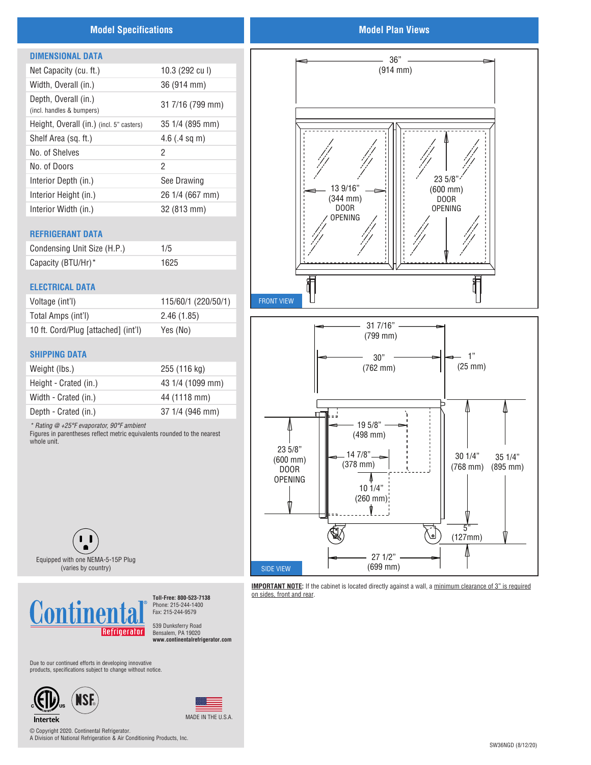## Model Specifications

### DIMENSIONAL DATA

| | |
|---|---|
| Net Capacity (cu. ft.) | 10.3 (292 cu l) |
| Width, Overall (in.) | 36 (914 mm) |
| Depth, Overall (in.) (incl. handles & bumpers) | 31 7/16 (799 mm) |
| Height, Overall (in.) (incl. 5" casters) | 35 1/4 (895 mm) |
| Shelf Area (sq. ft.) | 4.6 (.4 sq m) |
| No. of Shelves | 2 |
| No. of Doors | 2 |
| Interior Depth (in.) | See Drawing |
| Interior Height (in.) | 26 1/4 (667 mm) |
| Interior Width (in.) | 32 (813 mm) |

### REFRIGERANT DATA

| | |
|---|---|
| Condensing Unit Size (H.P.) | 1/5 |
| Capacity (BTU/Hr)* | 1625 |

### ELECTRICAL DATA

| | |
|---|---|
| Voltage (int'l) | 115/60/1 (220/50/1) |
| Total Amps (int'l) | 2.46 (1.85) |
| 10 ft. Cord/Plug [attached] (int'l) | Yes (No) |

### SHIPPING DATA

| | |
|---|---|
| Weight (lbs.) | 255 (116 kg) |
| Height - Crated (in.) | 43 1/4 (1099 mm) |
| Width - Crated (in.) | 44 (1118 mm) |
| Depth - Crated (in.) | 37 1/4 (946 mm) |

*\* Rating @ +25°F evaporator, 90°F ambient*

Figures in parentheses reflect metric equivalents rounded to the nearest whole unit.

Equipped with one NEMA-5-15P Plug (varies by country)

## Model Plan Views

FRONT VIEW

36"
(914 mm)

13 9/16"
(344 mm)
DOOR
OPENING

23 5/8"
(600 mm)
DOOR
OPENING

SIDE VIEW

31 7/16"
(799 mm)

30"
(762 mm)

1"
(25 mm)

19 5/8"
(498 mm)

14 7/8"
(378 mm)

10 1/4"
(260 mm)

23 5/8"
(600 mm)
DOOR
OPENING

30 1/4"
(768 mm)

35 1/4"
(895 mm)

5"
(127mm)

27 1/2"
(699 mm)

**IMPORTANT NOTE:** If the cabinet is located directly against a wall, a minimum clearance of 3" is required on sides, front and rear.

Continental Refrigerator

**Toll-Free: 800-523-7138**
Phone: 215-244-1400
Fax: 215-244-9579

539 Dunksferry Road
Bensalem, PA 19020
**www.continentalrefrigerator.com**

Due to our continued efforts in developing innovative products, specifications subject to change without notice.

Intertek

MADE IN THE U.S.A.

© Copyright 2020. Continental Refrigerator.
A Division of National Refrigeration & Air Conditioning Products, Inc.

SW36NGD (8/12/20)